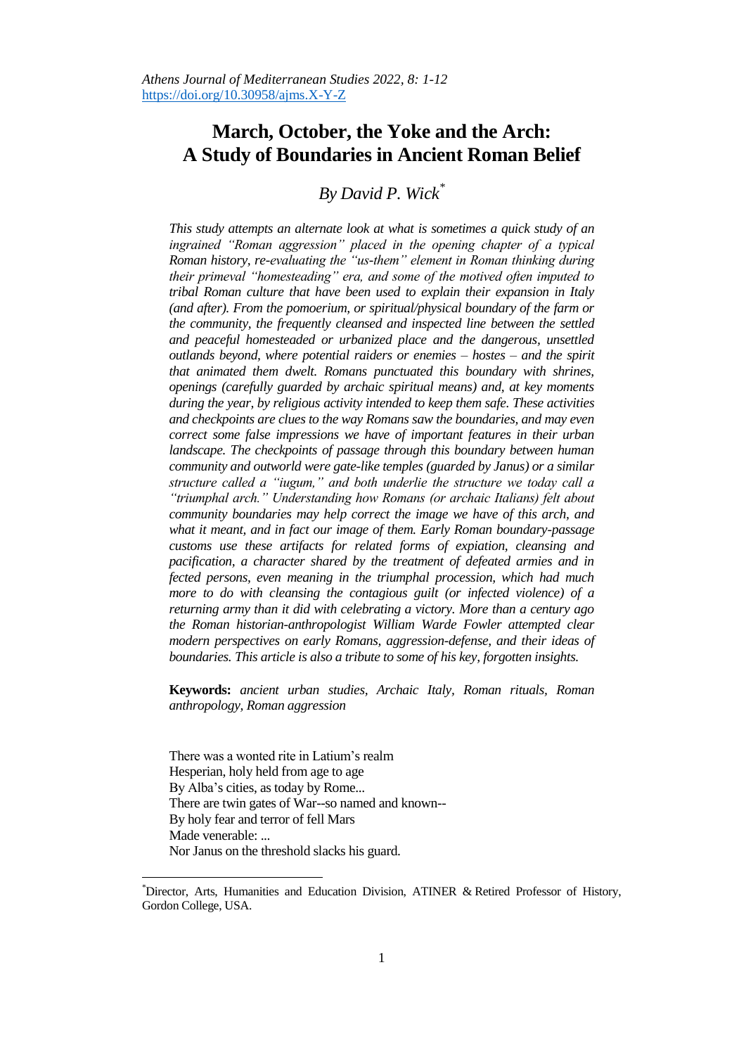# March, October, the Yoke and the Arch: A Study of Boundaries in Ancient Roman Belief

## By David P. Wick[*]

*This study attempts an alternate look at what is sometimes a quick study of an ingrained "Roman aggression" placed in the opening chapter of a typical Roman history, re-evaluating the "us-them" element in Roman thinking during their primeval "homesteading" era, and some of the motived often imputed to tribal Roman culture that have been used to explain their expansion in Italy (and after). From the pomoerium, or spiritual/physical boundary of the farm or the community, the frequently cleansed and inspected line between the settled and peaceful homesteaded or urbanized place and the dangerous, unsettled outlands beyond, where potential raiders or enemies – hostes – and the spirit that animated them dwelt. Romans punctuated this boundary with shrines, openings (carefully guarded by archaic spiritual means) and, at key moments during the year, by religious activity intended to keep them safe. These activities and checkpoints are clues to the way Romans saw the boundaries, and may even correct some false impressions we have of important features in their urban landscape. The checkpoints of passage through this boundary between human community and outworld were gate-like temples (guarded by Janus) or a similar structure called a "iugum," and both underlie the structure we today call a "triumphal arch." Understanding how Romans (or archaic Italians) felt about community boundaries may help correct the image we have of this arch, and what it meant, and in fact our image of them. Early Roman boundary-passage customs use these artifacts for related forms of expiation, cleansing and pacification, a character shared by the treatment of defeated armies and in fected persons, even meaning in the triumphal procession, which had much more to do with cleansing the contagious guilt (or infected violence) of a returning army than it did with celebrating a victory. More than a century ago the Roman historian-anthropologist William Warde Fowler attempted clear modern perspectives on early Romans, aggression-defense, and their ideas of boundaries. This article is also a tribute to some of his key, forgotten insights.*

**Keywords:** *ancient urban studies, Archaic Italy, Roman rituals, Roman anthropology, Roman aggression*

There was a wonted rite in Latium's realm  
Hesperian, holy held from age to age  
By Alba's cities, as today by Rome...  
There are twin gates of War--so named and known--  
By holy fear and terror of fell Mars  
Made venerable: ...  
Nor Janus on the threshold slacks his guard.

---

[*] Director, Arts, Humanities and Education Division, ATINER & Retired Professor of History, Gordon College, USA.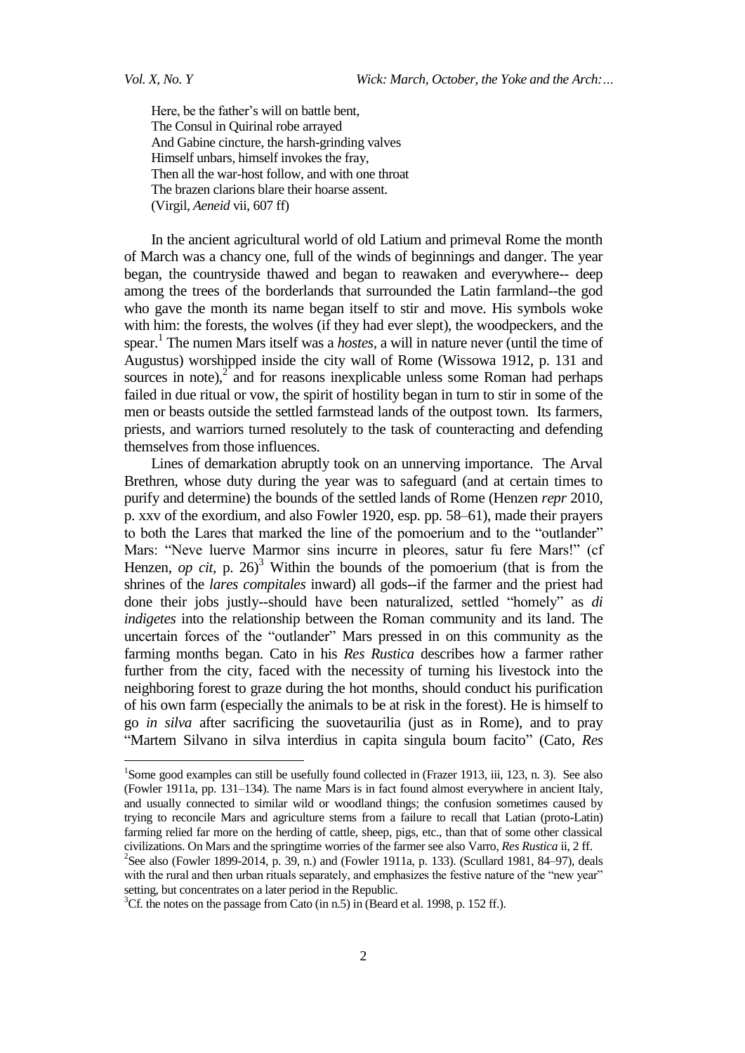Here, be the father's will on battle bent,
The Consul in Quirinal robe arrayed
And Gabine cincture, the harsh-grinding valves
Himself unbars, himself invokes the fray,
Then all the war-host follow, and with one throat
The brazen clarions blare their hoarse assent.
(Virgil, *Aeneid* vii, 607 ff)

In the ancient agricultural world of old Latium and primeval Rome the month of March was a chancy one, full of the winds of beginnings and danger. The year began, the countryside thawed and began to reawaken and everywhere-- deep among the trees of the borderlands that surrounded the Latin farmland--the god who gave the month its name began itself to stir and move. His symbols woke with him: the forests, the wolves (if they had ever slept), the woodpeckers, and the spear.[1] The numen Mars itself was a *hostes*, a will in nature never (until the time of Augustus) worshipped inside the city wall of Rome (Wissowa 1912, p. 131 and sources in note),[2] and for reasons inexplicable unless some Roman had perhaps failed in due ritual or vow, the spirit of hostility began in turn to stir in some of the men or beasts outside the settled farmstead lands of the outpost town. Its farmers, priests, and warriors turned resolutely to the task of counteracting and defending themselves from those influences.

Lines of demarkation abruptly took on an unnerving importance. The Arval Brethren, whose duty during the year was to safeguard (and at certain times to purify and determine) the bounds of the settled lands of Rome (Henzen *repr* 2010, p. xxv of the exordium, and also Fowler 1920, esp. pp. 58–61), made their prayers to both the Lares that marked the line of the pomoerium and to the "outlander" Mars: "Neve luerve Marmor sins incurre in pleores, satur fu fere Mars!" (cf Henzen, *op cit*, p. 26)[3] Within the bounds of the pomoerium (that is from the shrines of the *lares compitales* inward) all gods--if the farmer and the priest had done their jobs justly--should have been naturalized, settled "homely" as *di indigetes* into the relationship between the Roman community and its land. The uncertain forces of the "outlander" Mars pressed in on this community as the farming months began. Cato in his *Res Rustica* describes how a farmer rather further from the city, faced with the necessity of turning his livestock into the neighboring forest to graze during the hot months, should conduct his purification of his own farm (especially the animals to be at risk in the forest). He is himself to go *in silva* after sacrificing the suovetaurilia (just as in Rome), and to pray "Martem Silvano in silva interdius in capita singula boum facito" (Cato, *Res*

---

[1]Some good examples can still be usefully found collected in (Frazer 1913, iii, 123, n. 3). See also (Fowler 1911a, pp. 131–134). The name Mars is in fact found almost everywhere in ancient Italy, and usually connected to similar wild or woodland things; the confusion sometimes caused by trying to reconcile Mars and agriculture stems from a failure to recall that Latian (proto-Latin) farming relied far more on the herding of cattle, sheep, pigs, etc., than that of some other classical civilizations. On Mars and the springtime worries of the farmer see also Varro, *Res Rustica* ii, 2 ff.

[2]See also (Fowler 1899-2014, p. 39, n.) and (Fowler 1911a, p. 133). (Scullard 1981, 84–97), deals with the rural and then urban rituals separately, and emphasizes the festive nature of the "new year" setting, but concentrates on a later period in the Republic.

[3]Cf. the notes on the passage from Cato (in n.5) in (Beard et al. 1998, p. 152 ff.).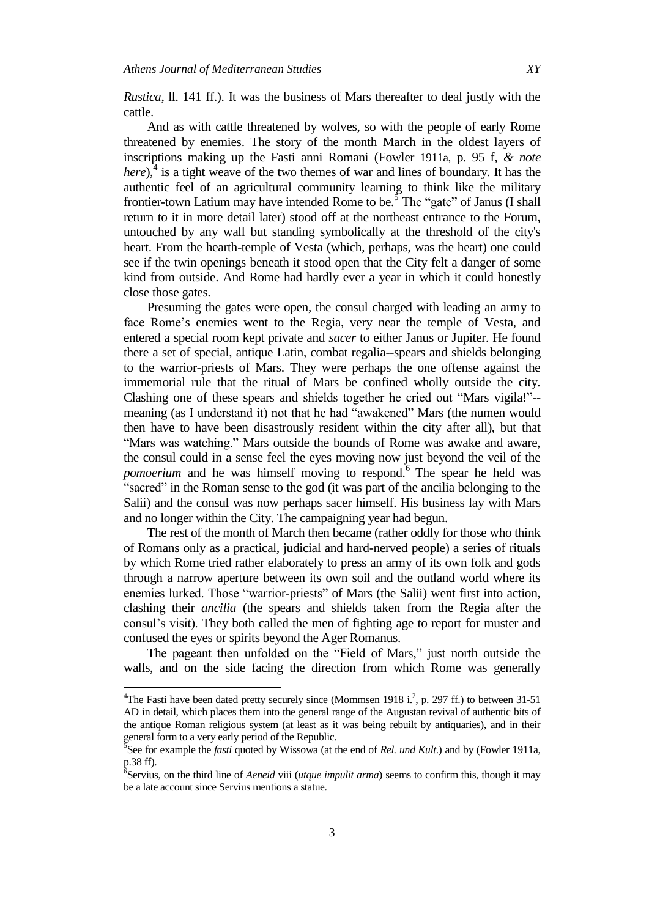*Rustica*, ll. 141 ff.). It was the business of Mars thereafter to deal justly with the cattle.

And as with cattle threatened by wolves, so with the people of early Rome threatened by enemies. The story of the month March in the oldest layers of inscriptions making up the Fasti anni Romani (Fowler 1911a, p. 95 f, *& note here*),[4] is a tight weave of the two themes of war and lines of boundary. It has the authentic feel of an agricultural community learning to think like the military frontier-town Latium may have intended Rome to be.[5] The "gate" of Janus (I shall return to it in more detail later) stood off at the northeast entrance to the Forum, untouched by any wall but standing symbolically at the threshold of the city's heart. From the hearth-temple of Vesta (which, perhaps, was the heart) one could see if the twin openings beneath it stood open that the City felt a danger of some kind from outside. And Rome had hardly ever a year in which it could honestly close those gates.

Presuming the gates were open, the consul charged with leading an army to face Rome's enemies went to the Regia, very near the temple of Vesta, and entered a special room kept private and *sacer* to either Janus or Jupiter. He found there a set of special, antique Latin, combat regalia--spears and shields belonging to the warrior-priests of Mars. They were perhaps the one offense against the immemorial rule that the ritual of Mars be confined wholly outside the city. Clashing one of these spears and shields together he cried out "Mars vigila!"--meaning (as I understand it) not that he had "awakened" Mars (the numen would then have to have been disastrously resident within the city after all), but that "Mars was watching." Mars outside the bounds of Rome was awake and aware, the consul could in a sense feel the eyes moving now just beyond the veil of the *pomoerium* and he was himself moving to respond.[6] The spear he held was "sacred" in the Roman sense to the god (it was part of the ancilia belonging to the Salii) and the consul was now perhaps sacer himself. His business lay with Mars and no longer within the City. The campaigning year had begun.

The rest of the month of March then became (rather oddly for those who think of Romans only as a practical, judicial and hard-nerved people) a series of rituals by which Rome tried rather elaborately to press an army of its own folk and gods through a narrow aperture between its own soil and the outland world where its enemies lurked. Those "warrior-priests" of Mars (the Salii) went first into action, clashing their *ancilia* (the spears and shields taken from the Regia after the consul's visit). They both called the men of fighting age to report for muster and confused the eyes or spirits beyond the Ager Romanus.

The pageant then unfolded on the "Field of Mars," just north outside the walls, and on the side facing the direction from which Rome was generally

---

[4]The Fasti have been dated pretty securely since (Mommsen 1918 i.$^2$, p. 297 ff.) to between 31-51 AD in detail, which places them into the general range of the Augustan revival of authentic bits of the antique Roman religious system (at least as it was being rebuilt by antiquaries), and in their general form to a very early period of the Republic.

[5]See for example the *fasti* quoted by Wissowa (at the end of *Rel. und Kult*.) and by (Fowler 1911a, p.38 ff).

[6]Servius, on the third line of *Aeneid* viii (*utque impulit arma*) seems to confirm this, though it may be a late account since Servius mentions a statue.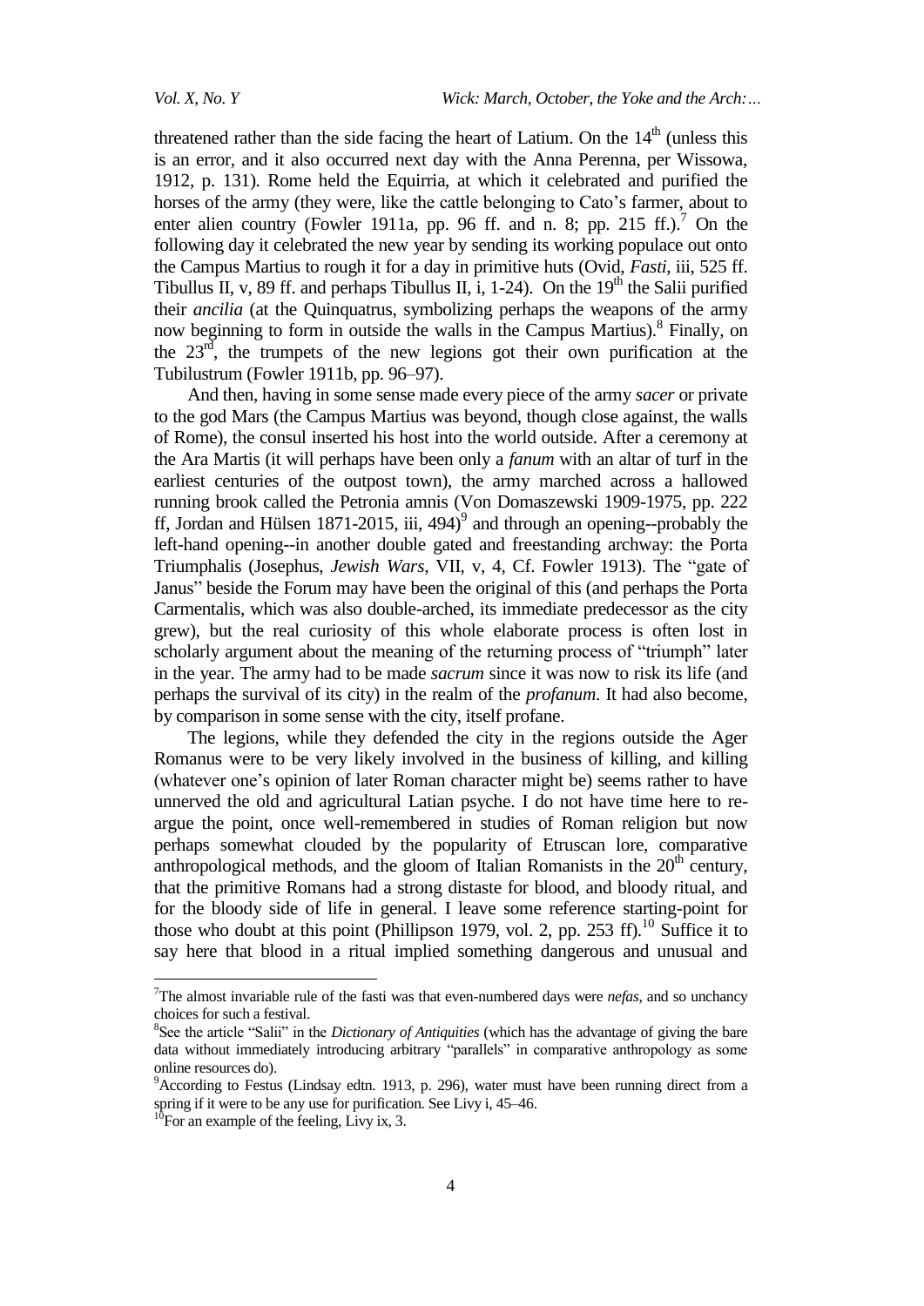threatened rather than the side facing the heart of Latium. On the 14th (unless this is an error, and it also occurred next day with the Anna Perenna, per Wissowa, 1912, p. 131). Rome held the Equirria, at which it celebrated and purified the horses of the army (they were, like the cattle belonging to Cato's farmer, about to enter alien country (Fowler 1911a, pp. 96 ff. and n. 8; pp. 215 ff.).[7] On the following day it celebrated the new year by sending its working populace out onto the Campus Martius to rough it for a day in primitive huts (Ovid, *Fasti*, iii, 525 ff. Tibullus II, v, 89 ff. and perhaps Tibullus II, i, 1-24). On the 19th the Salii purified their *ancilia* (at the Quinquatrus, symbolizing perhaps the weapons of the army now beginning to form in outside the walls in the Campus Martius).[8] Finally, on the 23rd, the trumpets of the new legions got their own purification at the Tubilustrum (Fowler 1911b, pp. 96–97).

And then, having in some sense made every piece of the army *sacer* or private to the god Mars (the Campus Martius was beyond, though close against, the walls of Rome), the consul inserted his host into the world outside. After a ceremony at the Ara Martis (it will perhaps have been only a *fanum* with an altar of turf in the earliest centuries of the outpost town), the army marched across a hallowed running brook called the Petronia amnis (Von Domaszewski 1909-1975, pp. 222 ff, Jordan and Hülsen 1871-2015, iii, 494)[9] and through an opening--probably the left-hand opening--in another double gated and freestanding archway: the Porta Triumphalis (Josephus, *Jewish Wars*, VII, v, 4, Cf. Fowler 1913). The "gate of Janus" beside the Forum may have been the original of this (and perhaps the Porta Carmentalis, which was also double-arched, its immediate predecessor as the city grew), but the real curiosity of this whole elaborate process is often lost in scholarly argument about the meaning of the returning process of "triumph" later in the year. The army had to be made *sacrum* since it was now to risk its life (and perhaps the survival of its city) in the realm of the *profanum*. It had also become, by comparison in some sense with the city, itself profane.

The legions, while they defended the city in the regions outside the Ager Romanus were to be very likely involved in the business of killing, and killing (whatever one's opinion of later Roman character might be) seems rather to have unnerved the old and agricultural Latian psyche. I do not have time here to re-argue the point, once well-remembered in studies of Roman religion but now perhaps somewhat clouded by the popularity of Etruscan lore, comparative anthropological methods, and the gloom of Italian Romanists in the 20th century, that the primitive Romans had a strong distaste for blood, and bloody ritual, and for the bloody side of life in general. I leave some reference starting-point for those who doubt at this point (Phillipson 1979, vol. 2, pp. 253 ff).[10] Suffice it to say here that blood in a ritual implied something dangerous and unusual and

---

[7] The almost invariable rule of the fasti was that even-numbered days were *nefas*, and so unchancy choices for such a festival.

[8] See the article "Salii" in the *Dictionary of Antiquities* (which has the advantage of giving the bare data without immediately introducing arbitrary "parallels" in comparative anthropology as some online resources do).

[9] According to Festus (Lindsay edtn. 1913, p. 296), water must have been running direct from a spring if it were to be any use for purification. See Livy i, 45–46.

[10] For an example of the feeling, Livy ix, 3.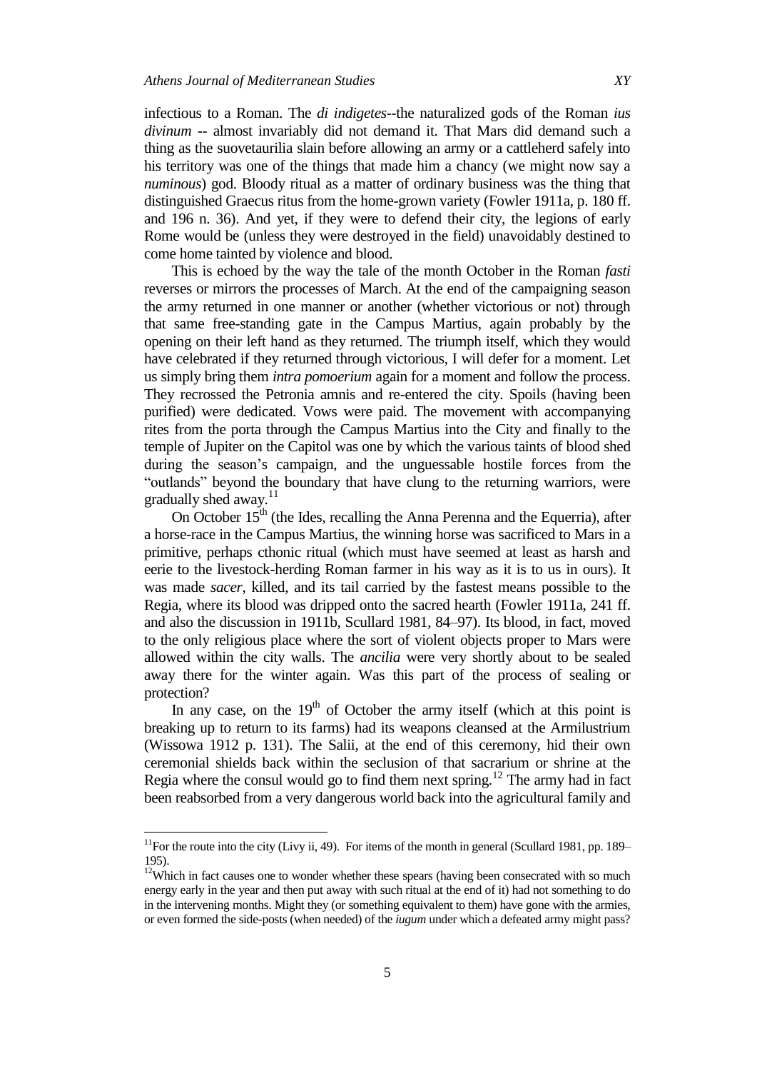infectious to a Roman. The *di indigetes*--the naturalized gods of the Roman *ius divinum* -- almost invariably did not demand it. That Mars did demand such a thing as the suovetaurilia slain before allowing an army or a cattleherd safely into his territory was one of the things that made him a chancy (we might now say a *numinous*) god. Bloody ritual as a matter of ordinary business was the thing that distinguished Graecus ritus from the home-grown variety (Fowler 1911a, p. 180 ff. and 196 n. 36). And yet, if they were to defend their city, the legions of early Rome would be (unless they were destroyed in the field) unavoidably destined to come home tainted by violence and blood.

This is echoed by the way the tale of the month October in the Roman *fasti* reverses or mirrors the processes of March. At the end of the campaigning season the army returned in one manner or another (whether victorious or not) through that same free-standing gate in the Campus Martius, again probably by the opening on their left hand as they returned. The triumph itself, which they would have celebrated if they returned through victorious, I will defer for a moment. Let us simply bring them *intra pomoerium* again for a moment and follow the process. They recrossed the Petronia amnis and re-entered the city. Spoils (having been purified) were dedicated. Vows were paid. The movement with accompanying rites from the porta through the Campus Martius into the City and finally to the temple of Jupiter on the Capitol was one by which the various taints of blood shed during the season's campaign, and the unguessable hostile forces from the "outlands" beyond the boundary that have clung to the returning warriors, were gradually shed away.[11]

On October 15th (the Ides, recalling the Anna Perenna and the Equerria), after a horse-race in the Campus Martius, the winning horse was sacrificed to Mars in a primitive, perhaps cthonic ritual (which must have seemed at least as harsh and eerie to the livestock-herding Roman farmer in his way as it is to us in ours). It was made *sacer*, killed, and its tail carried by the fastest means possible to the Regia, where its blood was dripped onto the sacred hearth (Fowler 1911a, 241 ff. and also the discussion in 1911b, Scullard 1981, 84–97). Its blood, in fact, moved to the only religious place where the sort of violent objects proper to Mars were allowed within the city walls. The *ancilia* were very shortly about to be sealed away there for the winter again. Was this part of the process of sealing or protection?

In any case, on the 19th of October the army itself (which at this point is breaking up to return to its farms) had its weapons cleansed at the Armilustrium (Wissowa 1912 p. 131). The Salii, at the end of this ceremony, hid their own ceremonial shields back within the seclusion of that sacrarium or shrine at the Regia where the consul would go to find them next spring.[12] The army had in fact been reabsorbed from a very dangerous world back into the agricultural family and

---

[11] For the route into the city (Livy ii, 49). For items of the month in general (Scullard 1981, pp. 189–195).

[12] Which in fact causes one to wonder whether these spears (having been consecrated with so much energy early in the year and then put away with such ritual at the end of it) had not something to do in the intervening months. Might they (or something equivalent to them) have gone with the armies, or even formed the side-posts (when needed) of the *iugum* under which a defeated army might pass?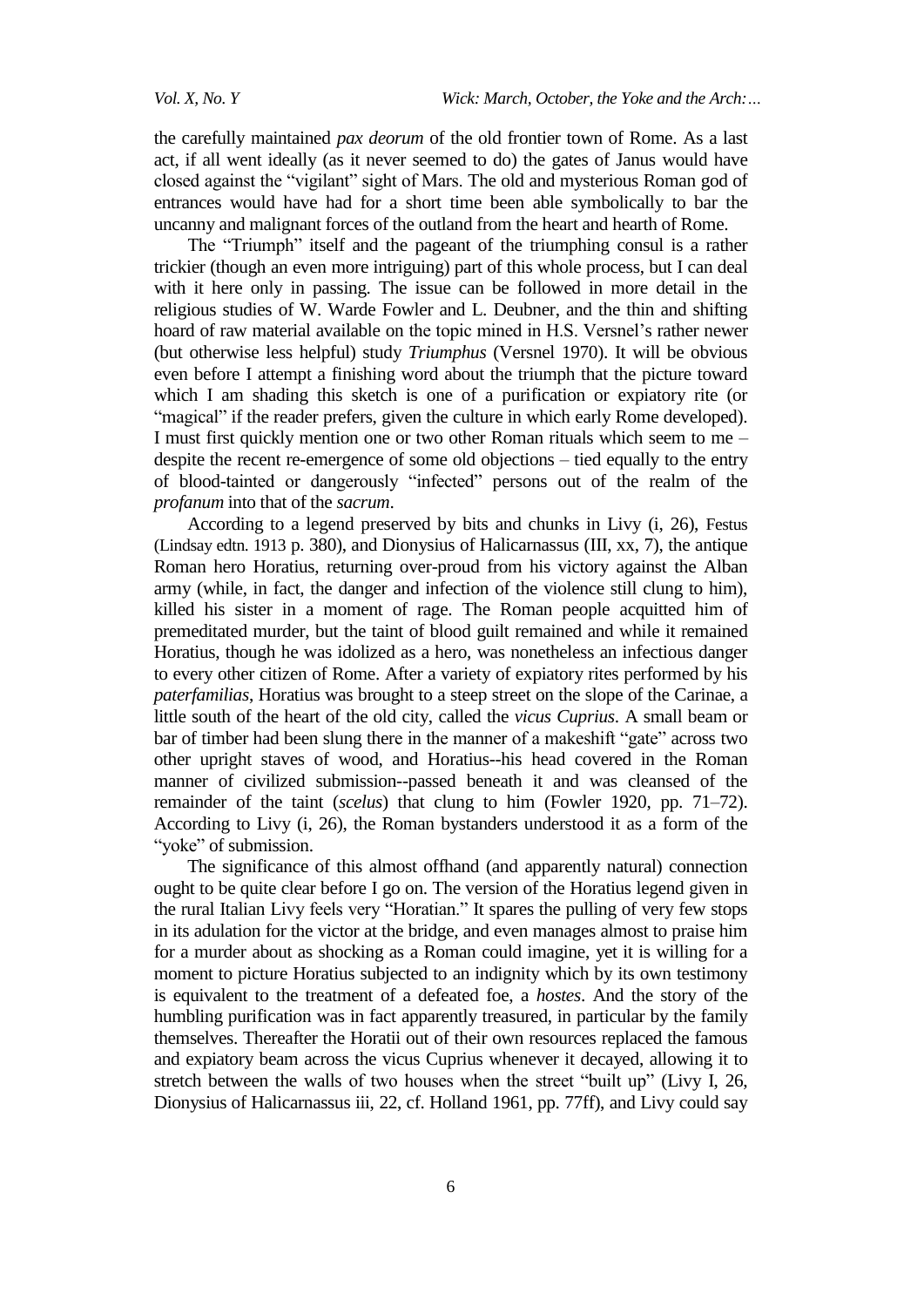the carefully maintained *pax deorum* of the old frontier town of Rome. As a last act, if all went ideally (as it never seemed to do) the gates of Janus would have closed against the "vigilant" sight of Mars. The old and mysterious Roman god of entrances would have had for a short time been able symbolically to bar the uncanny and malignant forces of the outland from the heart and hearth of Rome.

The "Triumph" itself and the pageant of the triumphing consul is a rather trickier (though an even more intriguing) part of this whole process, but I can deal with it here only in passing. The issue can be followed in more detail in the religious studies of W. Warde Fowler and L. Deubner, and the thin and shifting hoard of raw material available on the topic mined in H.S. Versnel's rather newer (but otherwise less helpful) study *Triumphus* (Versnel 1970). It will be obvious even before I attempt a finishing word about the triumph that the picture toward which I am shading this sketch is one of a purification or expiatory rite (or "magical" if the reader prefers, given the culture in which early Rome developed). I must first quickly mention one or two other Roman rituals which seem to me – despite the recent re-emergence of some old objections – tied equally to the entry of blood-tainted or dangerously "infected" persons out of the realm of the *profanum* into that of the *sacrum*.

According to a legend preserved by bits and chunks in Livy (i, 26), Festus (Lindsay edtn. 1913 p. 380), and Dionysius of Halicarnassus (III, xx, 7), the antique Roman hero Horatius, returning over-proud from his victory against the Alban army (while, in fact, the danger and infection of the violence still clung to him), killed his sister in a moment of rage. The Roman people acquitted him of premeditated murder, but the taint of blood guilt remained and while it remained Horatius, though he was idolized as a hero, was nonetheless an infectious danger to every other citizen of Rome. After a variety of expiatory rites performed by his *paterfamilias*, Horatius was brought to a steep street on the slope of the Carinae, a little south of the heart of the old city, called the *vicus Cuprius*. A small beam or bar of timber had been slung there in the manner of a makeshift "gate" across two other upright staves of wood, and Horatius--his head covered in the Roman manner of civilized submission--passed beneath it and was cleansed of the remainder of the taint (*scelus*) that clung to him (Fowler 1920, pp. 71–72). According to Livy (i, 26), the Roman bystanders understood it as a form of the "yoke" of submission.

The significance of this almost offhand (and apparently natural) connection ought to be quite clear before I go on. The version of the Horatius legend given in the rural Italian Livy feels very "Horatian." It spares the pulling of very few stops in its adulation for the victor at the bridge, and even manages almost to praise him for a murder about as shocking as a Roman could imagine, yet it is willing for a moment to picture Horatius subjected to an indignity which by its own testimony is equivalent to the treatment of a defeated foe, a *hostes*. And the story of the humbling purification was in fact apparently treasured, in particular by the family themselves. Thereafter the Horatii out of their own resources replaced the famous and expiatory beam across the vicus Cuprius whenever it decayed, allowing it to stretch between the walls of two houses when the street "built up" (Livy I, 26, Dionysius of Halicarnassus iii, 22, cf. Holland 1961, pp. 77ff), and Livy could say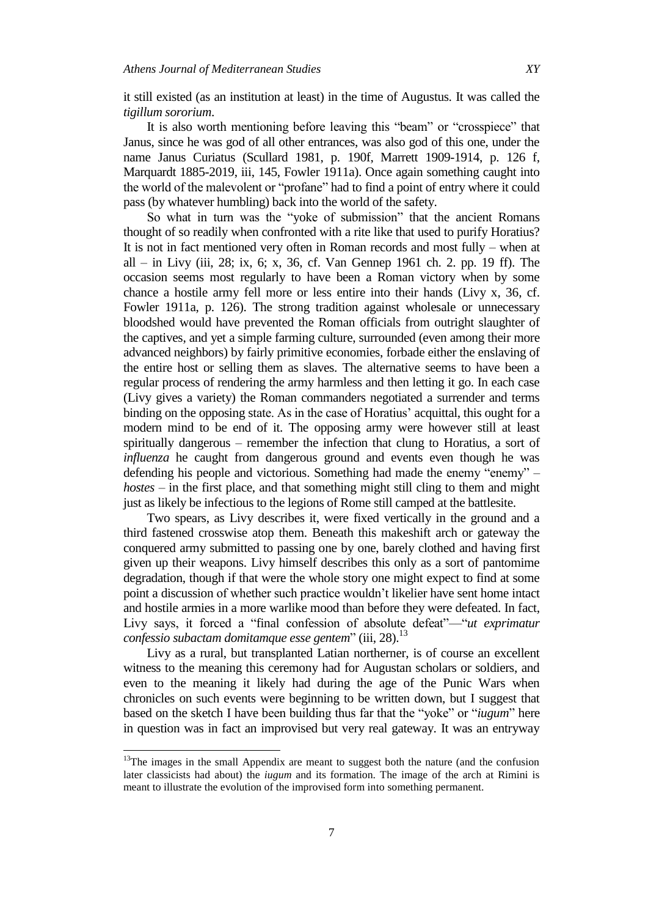it still existed (as an institution at least) in the time of Augustus. It was called the *tigillum sororium*.

It is also worth mentioning before leaving this "beam" or "crosspiece" that Janus, since he was god of all other entrances, was also god of this one, under the name Janus Curiatus (Scullard 1981, p. 190f, Marrett 1909-1914, p. 126 f, Marquardt 1885-2019, iii, 145, Fowler 1911a). Once again something caught into the world of the malevolent or "profane" had to find a point of entry where it could pass (by whatever humbling) back into the world of the safety.

So what in turn was the "yoke of submission" that the ancient Romans thought of so readily when confronted with a rite like that used to purify Horatius? It is not in fact mentioned very often in Roman records and most fully – when at all – in Livy (iii, 28; ix, 6; x, 36, cf. Van Gennep 1961 ch. 2. pp. 19 ff). The occasion seems most regularly to have been a Roman victory when by some chance a hostile army fell more or less entire into their hands (Livy x, 36, cf. Fowler 1911a, p. 126). The strong tradition against wholesale or unnecessary bloodshed would have prevented the Roman officials from outright slaughter of the captives, and yet a simple farming culture, surrounded (even among their more advanced neighbors) by fairly primitive economies, forbade either the enslaving of the entire host or selling them as slaves. The alternative seems to have been a regular process of rendering the army harmless and then letting it go. In each case (Livy gives a variety) the Roman commanders negotiated a surrender and terms binding on the opposing state. As in the case of Horatius' acquittal, this ought for a modern mind to be end of it. The opposing army were however still at least spiritually dangerous – remember the infection that clung to Horatius, a sort of *influenza* he caught from dangerous ground and events even though he was defending his people and victorious. Something had made the enemy "enemy" – *hostes* – in the first place, and that something might still cling to them and might just as likely be infectious to the legions of Rome still camped at the battlesite.

Two spears, as Livy describes it, were fixed vertically in the ground and a third fastened crosswise atop them. Beneath this makeshift arch or gateway the conquered army submitted to passing one by one, barely clothed and having first given up their weapons. Livy himself describes this only as a sort of pantomime degradation, though if that were the whole story one might expect to find at some point a discussion of whether such practice wouldn't likelier have sent home intact and hostile armies in a more warlike mood than before they were defeated. In fact, Livy says, it forced a "final confession of absolute defeat"—"*ut exprimatur confessio subactam domitamque esse gentem*" (iii, 28).[13]

Livy as a rural, but transplanted Latian northerner, is of course an excellent witness to the meaning this ceremony had for Augustan scholars or soldiers, and even to the meaning it likely had during the age of the Punic Wars when chronicles on such events were beginning to be written down, but I suggest that based on the sketch I have been building thus far that the "yoke" or "*iugum*" here in question was in fact an improvised but very real gateway. It was an entryway

---

[13]The images in the small Appendix are meant to suggest both the nature (and the confusion later classicists had about) the *iugum* and its formation. The image of the arch at Rimini is meant to illustrate the evolution of the improvised form into something permanent.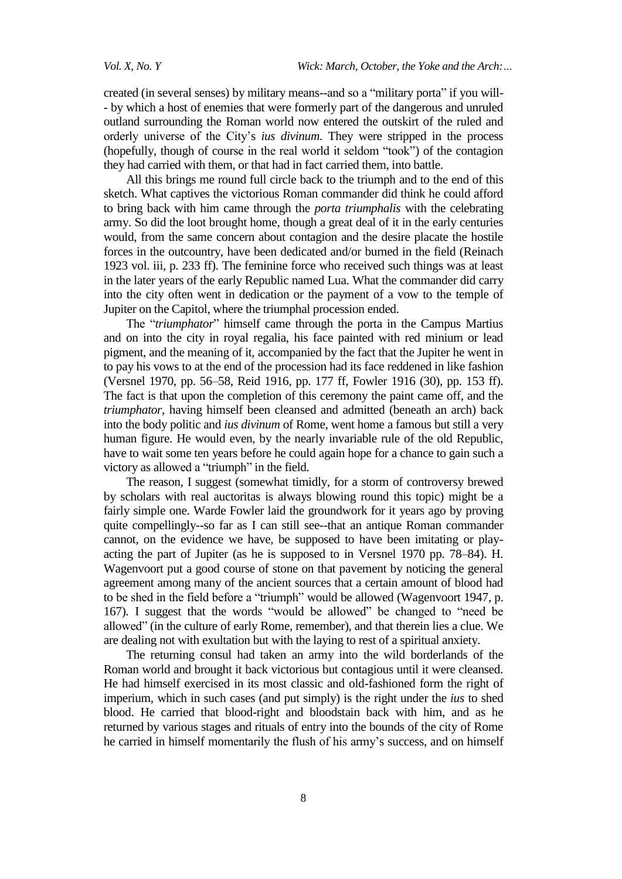created (in several senses) by military means--and so a "military porta" if you will-- by which a host of enemies that were formerly part of the dangerous and unruled outland surrounding the Roman world now entered the outskirt of the ruled and orderly universe of the City's *ius divinum*. They were stripped in the process (hopefully, though of course in the real world it seldom "took") of the contagion they had carried with them, or that had in fact carried them, into battle.

All this brings me round full circle back to the triumph and to the end of this sketch. What captives the victorious Roman commander did think he could afford to bring back with him came through the *porta triumphalis* with the celebrating army. So did the loot brought home, though a great deal of it in the early centuries would, from the same concern about contagion and the desire placate the hostile forces in the outcountry, have been dedicated and/or burned in the field (Reinach 1923 vol. iii, p. 233 ff). The feminine force who received such things was at least in the later years of the early Republic named Lua. What the commander did carry into the city often went in dedication or the payment of a vow to the temple of Jupiter on the Capitol, where the triumphal procession ended.

The "*triumphator*" himself came through the porta in the Campus Martius and on into the city in royal regalia, his face painted with red minium or lead pigment, and the meaning of it, accompanied by the fact that the Jupiter he went in to pay his vows to at the end of the procession had its face reddened in like fashion (Versnel 1970, pp. 56–58, Reid 1916, pp. 177 ff, Fowler 1916 (30), pp. 153 ff). The fact is that upon the completion of this ceremony the paint came off, and the *triumphator*, having himself been cleansed and admitted (beneath an arch) back into the body politic and *ius divinum* of Rome, went home a famous but still a very human figure. He would even, by the nearly invariable rule of the old Republic, have to wait some ten years before he could again hope for a chance to gain such a victory as allowed a "triumph" in the field.

The reason, I suggest (somewhat timidly, for a storm of controversy brewed by scholars with real auctoritas is always blowing round this topic) might be a fairly simple one. Warde Fowler laid the groundwork for it years ago by proving quite compellingly--so far as I can still see--that an antique Roman commander cannot, on the evidence we have, be supposed to have been imitating or play-acting the part of Jupiter (as he is supposed to in Versnel 1970 pp. 78–84). H. Wagenvoort put a good course of stone on that pavement by noticing the general agreement among many of the ancient sources that a certain amount of blood had to be shed in the field before a "triumph" would be allowed (Wagenvoort 1947, p. 167). I suggest that the words "would be allowed" be changed to "need be allowed" (in the culture of early Rome, remember), and that therein lies a clue. We are dealing not with exultation but with the laying to rest of a spiritual anxiety.

The returning consul had taken an army into the wild borderlands of the Roman world and brought it back victorious but contagious until it were cleansed. He had himself exercised in its most classic and old-fashioned form the right of imperium, which in such cases (and put simply) is the right under the *ius* to shed blood. He carried that blood-right and bloodstain back with him, and as he returned by various stages and rituals of entry into the bounds of the city of Rome he carried in himself momentarily the flush of his army's success, and on himself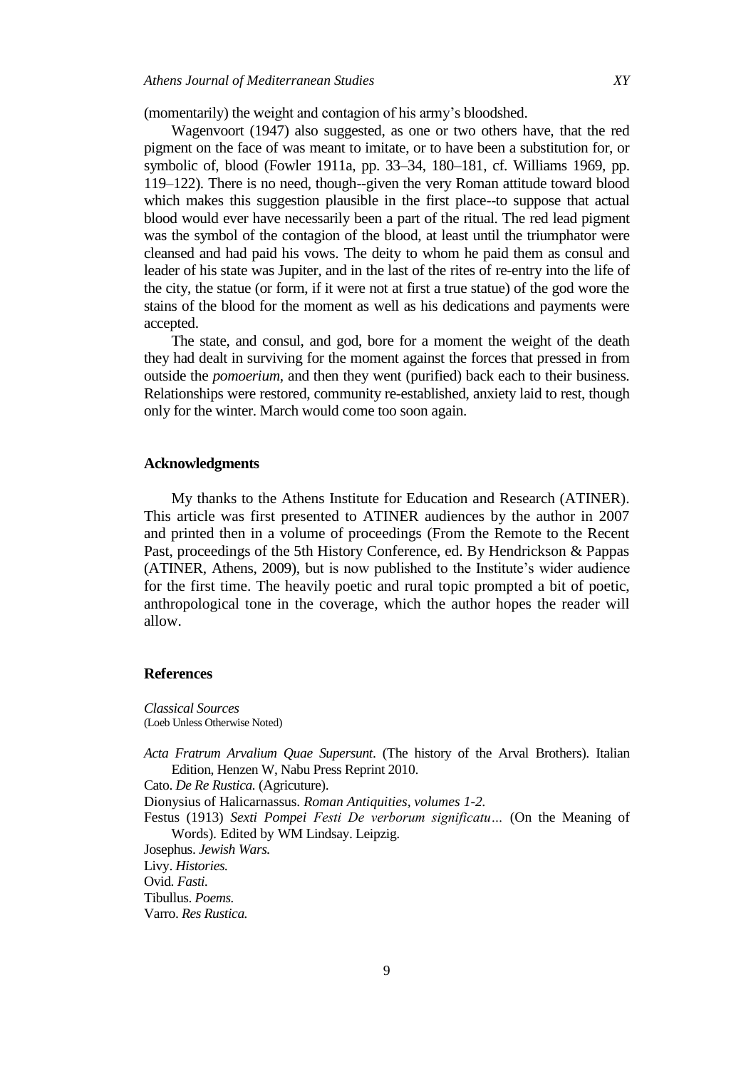(momentarily) the weight and contagion of his army's bloodshed.

Wagenvoort (1947) also suggested, as one or two others have, that the red pigment on the face of was meant to imitate, or to have been a substitution for, or symbolic of, blood (Fowler 1911a, pp. 33–34, 180–181, cf. Williams 1969, pp. 119–122). There is no need, though--given the very Roman attitude toward blood which makes this suggestion plausible in the first place--to suppose that actual blood would ever have necessarily been a part of the ritual. The red lead pigment was the symbol of the contagion of the blood, at least until the triumphator were cleansed and had paid his vows. The deity to whom he paid them as consul and leader of his state was Jupiter, and in the last of the rites of re-entry into the life of the city, the statue (or form, if it were not at first a true statue) of the god wore the stains of the blood for the moment as well as his dedications and payments were accepted.

The state, and consul, and god, bore for a moment the weight of the death they had dealt in surviving for the moment against the forces that pressed in from outside the *pomoerium*, and then they went (purified) back each to their business. Relationships were restored, community re-established, anxiety laid to rest, though only for the winter. March would come too soon again.

## Acknowledgments

My thanks to the Athens Institute for Education and Research (ATINER). This article was first presented to ATINER audiences by the author in 2007 and printed then in a volume of proceedings (From the Remote to the Recent Past, proceedings of the 5th History Conference, ed. By Hendrickson & Pappas (ATINER, Athens, 2009), but is now published to the Institute's wider audience for the first time. The heavily poetic and rural topic prompted a bit of poetic, anthropological tone in the coverage, which the author hopes the reader will allow.

## References

*Classical Sources*
(Loeb Unless Otherwise Noted)

*Acta Fratrum Arvalium Quae Supersunt*. (The history of the Arval Brothers). Italian Edition, Henzen W, Nabu Press Reprint 2010.

Cato. *De Re Rustica.* (Agricuture).

Dionysius of Halicarnassus. *Roman Antiquities, volumes 1-2.*

Festus (1913) *Sexti Pompei Festi De verborum significatu…* (On the Meaning of Words). Edited by WM Lindsay. Leipzig.

Josephus. *Jewish Wars.*

Livy. *Histories.*

Ovid. *Fasti.*

Tibullus. *Poems.*

Varro. *Res Rustica.*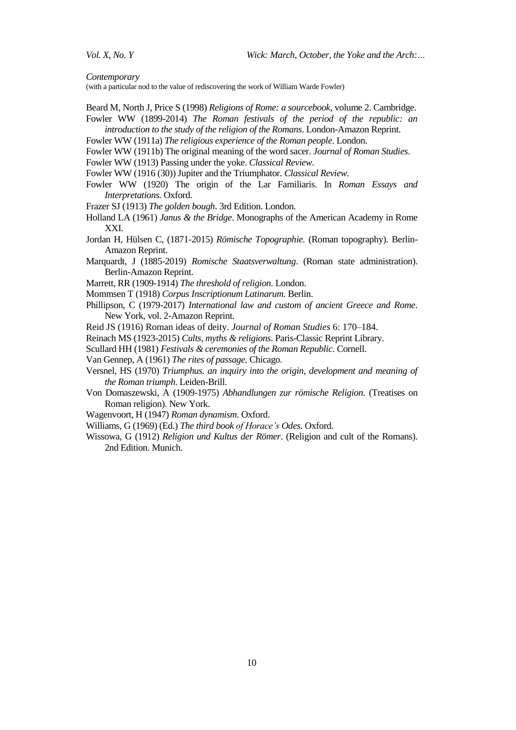*Contemporary*

(with a particular nod to the value of rediscovering the work of William Warde Fowler)

Beard M, North J, Price S (1998) *Religions of Rome: a sourcebook*, volume 2. Cambridge.

Fowler WW (1899-2014) *The Roman festivals of the period of the republic: an introduction to the study of the religion of the Romans*. London-Amazon Reprint.

Fowler WW (1911a) *The religious experience of the Roman people*. London.

Fowler WW (1911b) The original meaning of the word sacer. *Journal of Roman Studies*.

Fowler WW (1913) Passing under the yoke. *Classical Review*.

Fowler WW (1916 (30)) Jupiter and the Triumphator. *Classical Review*.

Fowler WW (1920) The origin of the Lar Familiaris. In *Roman Essays and Interpretations.* Oxford.

Frazer SJ (1913) *The golden bough*. 3rd Edition. London.

Holland LA (1961) *Janus & the Bridge*. Monographs of the American Academy in Rome XXI.

Jordan H, Hülsen C, (1871-2015) *Römische Topographie.* (Roman topography). Berlin-Amazon Reprint.

Marquardt, J (1885-2019) *Romische Staatsverwaltung*. (Roman state administration). Berlin-Amazon Reprint.

Marrett, RR (1909-1914) *The threshold of religion*. London.

Mommsen T (1918) *Corpus Inscriptionum Latinarum.* Berlin.

Phillipson, C (1979-2017) *International law and custom of ancient Greece and Rome*. New York, vol. 2-Amazon Reprint.

Reid JS (1916) Roman ideas of deity. *Journal of Roman Studies* 6: 170–184.

Reinach MS (1923-2015) *Cults, myths & religions*. Paris-Classic Reprint Library.

Scullard HH (1981) *Festivals & ceremonies of the Roman Republic.* Cornell.

Van Gennep, A (1961) *The rites of passage*. Chicago.

Versnel, HS (1970) *Triumphus. an inquiry into the origin, development and meaning of the Roman triumph*. Leiden-Brill.

Von Domaszewski, A (1909-1975) *Abhandlungen zur römische Religion*. (Treatises on Roman religion). New York.

Wagenvoort, H (1947) *Roman dynamism*. Oxford.

Williams, G (1969) (Ed.) *The third book of Horace's Odes.* Oxford.

Wissowa, G (1912) *Religion und Kultus der Römer*. (Religion and cult of the Romans). 2nd Edition. Munich.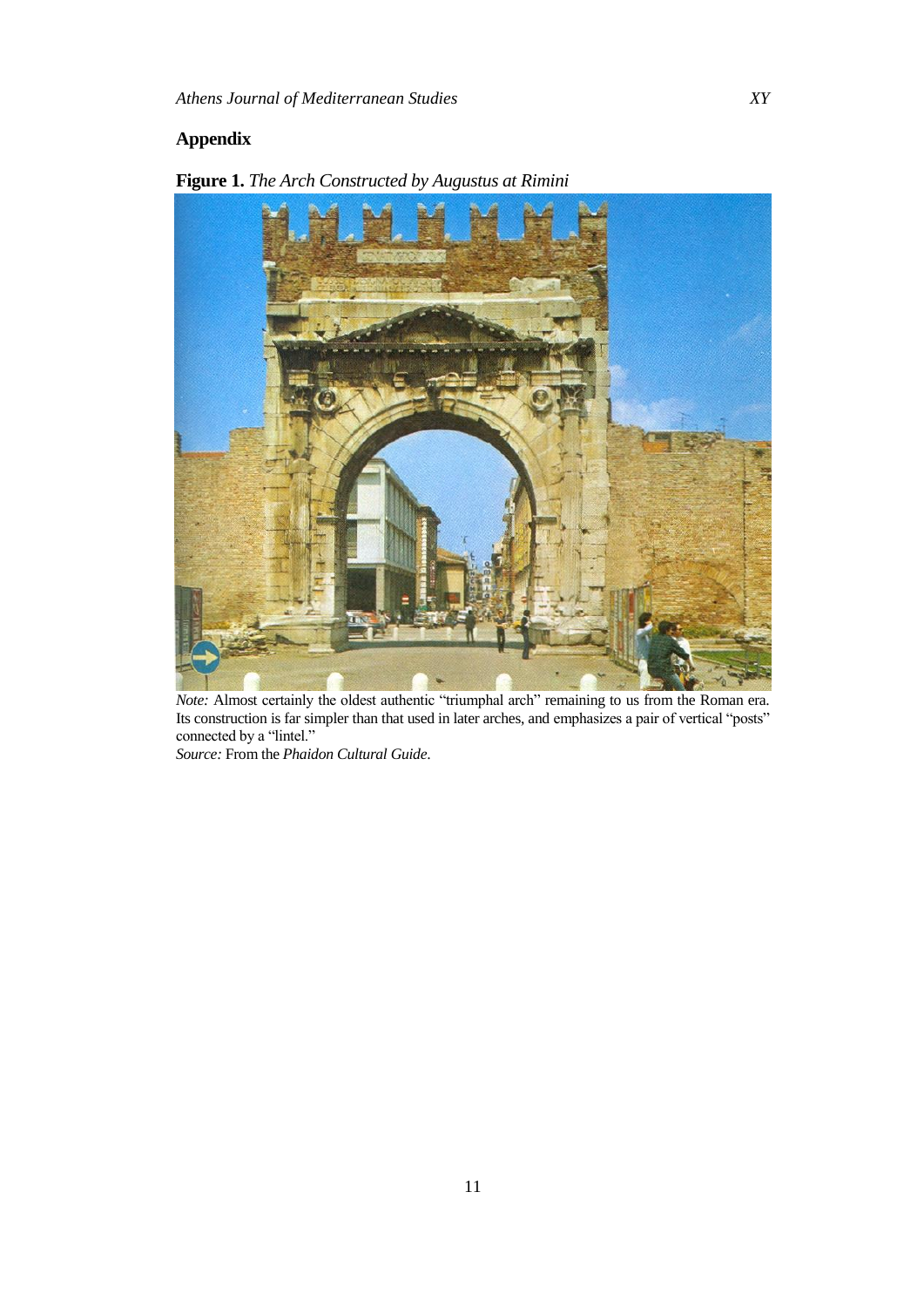## Appendix

**Figure 1.** *The Arch Constructed by Augustus at Rimini*

*Note:* Almost certainly the oldest authentic "triumphal arch" remaining to us from the Roman era. Its construction is far simpler than that used in later arches, and emphasizes a pair of vertical "posts" connected by a "lintel."
*Source:* From the *Phaidon Cultural Guide*.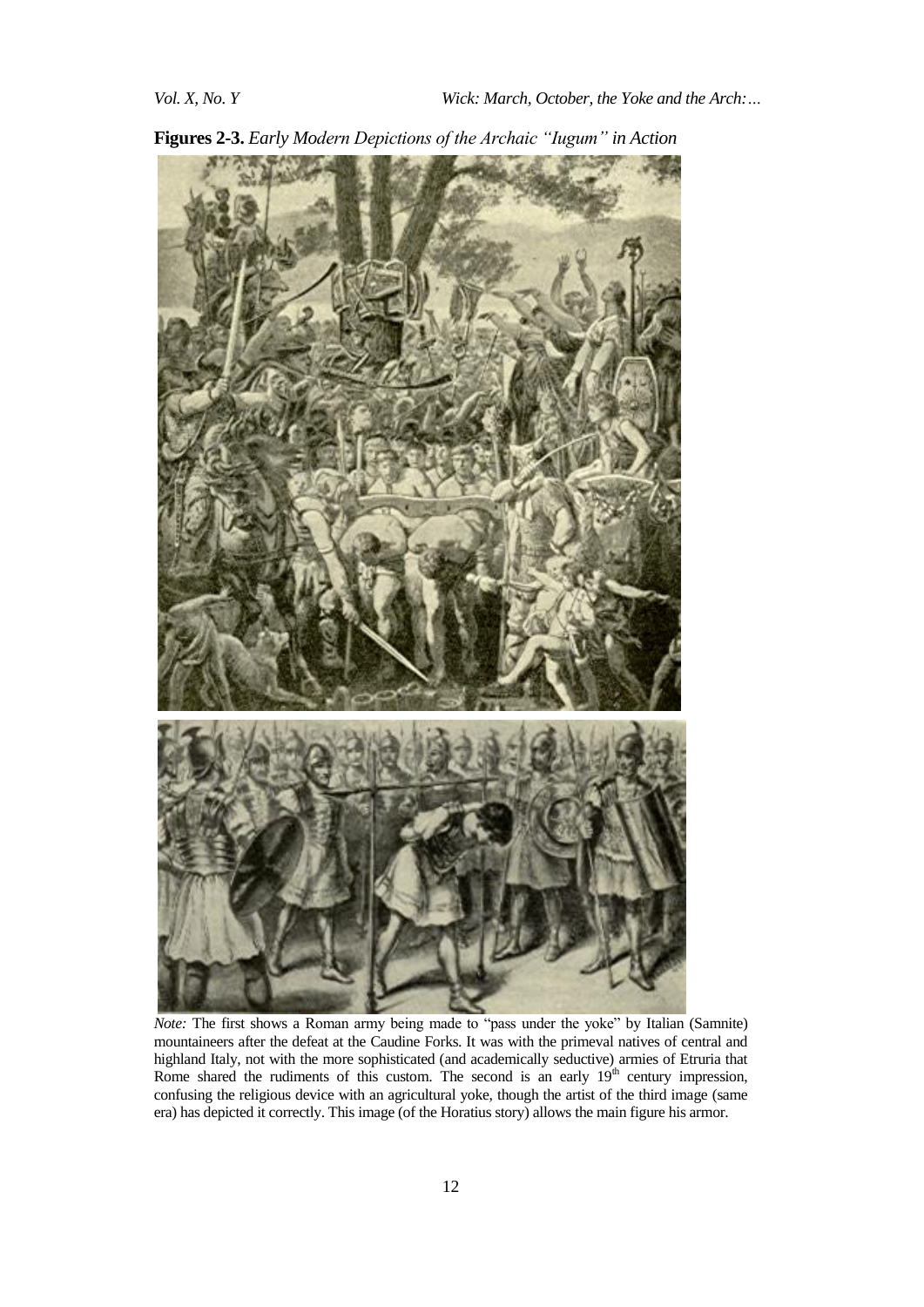**Figures 2-3.** *Early Modern Depictions of the Archaic "Iugum" in Action*

*Note:* The first shows a Roman army being made to "pass under the yoke" by Italian (Samnite) mountaineers after the defeat at the Caudine Forks. It was with the primeval natives of central and highland Italy, not with the more sophisticated (and academically seductive) armies of Etruria that Rome shared the rudiments of this custom. The second is an early 19th century impression, confusing the religious device with an agricultural yoke, though the artist of the third image (same era) has depicted it correctly. This image (of the Horatius story) allows the main figure his armor.